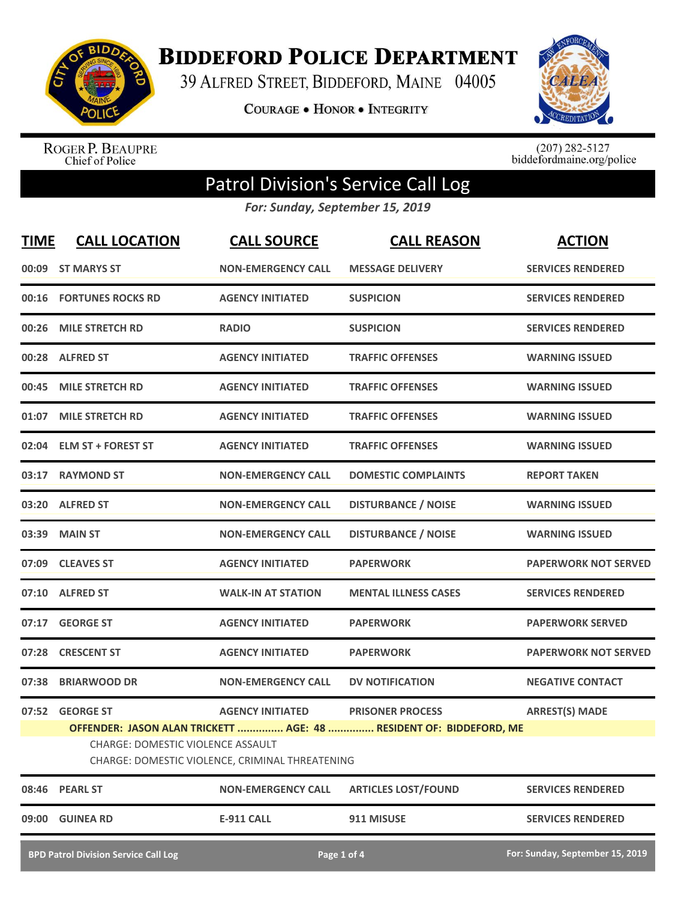# Biddeford Police Department

39 Alfred Street, Biddeford, Maine 04005

Courage • Honor • Integrity

Roger P. Beaupre
Chief of Police

(207) 282-5127
biddefordmaine.org/police

## Patrol Division's Service Call Log

*For: Sunday, September 15, 2019*

| TIME | CALL LOCATION | CALL SOURCE | CALL REASON | ACTION |
|---|---|---|---|---|
| 00:09 | ST MARYS ST | NON-EMERGENCY CALL | MESSAGE DELIVERY | SERVICES RENDERED |
| 00:16 | FORTUNES ROCKS RD | AGENCY INITIATED | SUSPICION | SERVICES RENDERED |
| 00:26 | MILE STRETCH RD | RADIO | SUSPICION | SERVICES RENDERED |
| 00:28 | ALFRED ST | AGENCY INITIATED | TRAFFIC OFFENSES | WARNING ISSUED |
| 00:45 | MILE STRETCH RD | AGENCY INITIATED | TRAFFIC OFFENSES | WARNING ISSUED |
| 01:07 | MILE STRETCH RD | AGENCY INITIATED | TRAFFIC OFFENSES | WARNING ISSUED |
| 02:04 | ELM ST + FOREST ST | AGENCY INITIATED | TRAFFIC OFFENSES | WARNING ISSUED |
| 03:17 | RAYMOND ST | NON-EMERGENCY CALL | DOMESTIC COMPLAINTS | REPORT TAKEN |
| 03:20 | ALFRED ST | NON-EMERGENCY CALL | DISTURBANCE / NOISE | WARNING ISSUED |
| 03:39 | MAIN ST | NON-EMERGENCY CALL | DISTURBANCE / NOISE | WARNING ISSUED |
| 07:09 | CLEAVES ST | AGENCY INITIATED | PAPERWORK | PAPERWORK NOT SERVED |
| 07:10 | ALFRED ST | WALK-IN AT STATION | MENTAL ILLNESS CASES | SERVICES RENDERED |
| 07:17 | GEORGE ST | AGENCY INITIATED | PAPERWORK | PAPERWORK SERVED |
| 07:28 | CRESCENT ST | AGENCY INITIATED | PAPERWORK | PAPERWORK NOT SERVED |
| 07:38 | BRIARWOOD DR | NON-EMERGENCY CALL | DV NOTIFICATION | NEGATIVE CONTACT |
| 07:52 | GEORGE ST | AGENCY INITIATED | PRISONER PROCESS | ARREST(S) MADE |

**OFFENDER: JASON ALAN TRICKETT ............... AGE: 48 ............... RESIDENT OF: BIDDEFORD, ME**

CHARGE: DOMESTIC VIOLENCE ASSAULT
CHARGE: DOMESTIC VIOLENCE, CRIMINAL THREATENING

| TIME | CALL LOCATION | CALL SOURCE | CALL REASON | ACTION |
|---|---|---|---|---|
| 08:46 | PEARL ST | NON-EMERGENCY CALL | ARTICLES LOST/FOUND | SERVICES RENDERED |
| 09:00 | GUINEA RD | E-911 CALL | 911 MISUSE | SERVICES RENDERED |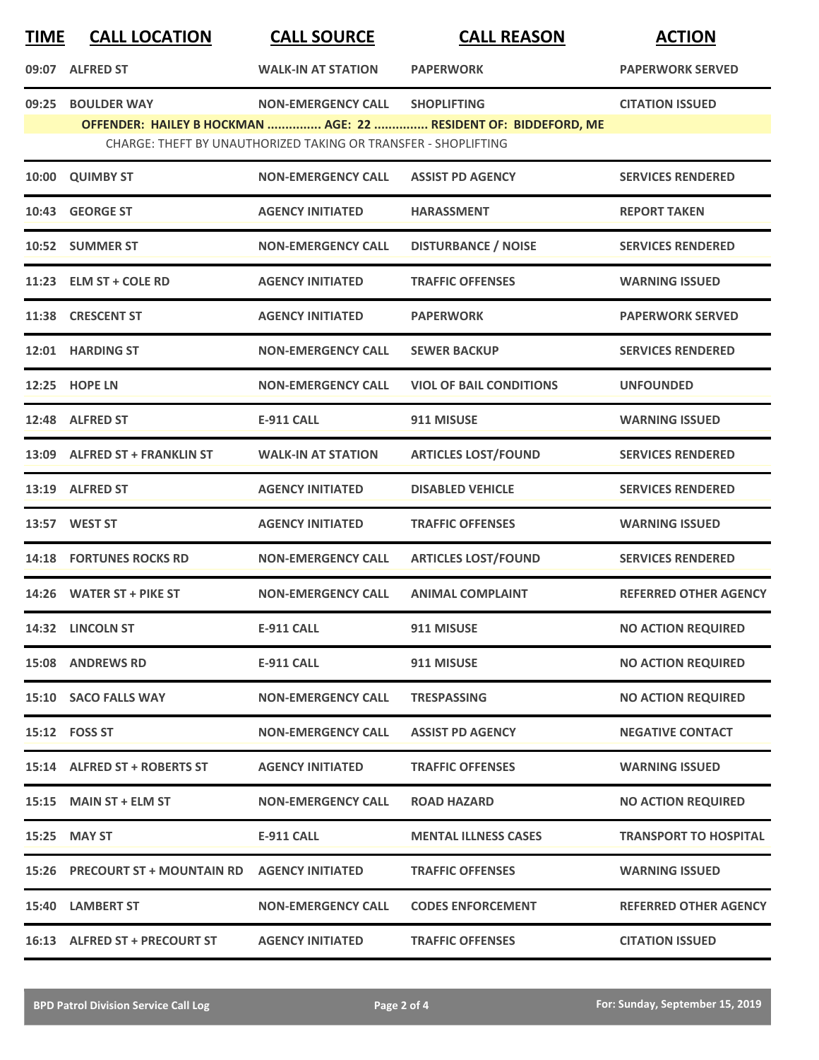| TIME | CALL LOCATION | CALL SOURCE | CALL REASON | ACTION |
|---|---|---|---|---|
| 09:07 | ALFRED ST | WALK-IN AT STATION | PAPERWORK | PAPERWORK SERVED |
| 09:25 | BOULDER WAY | NON-EMERGENCY CALL | SHOPLIFTING | CITATION ISSUED |
| | OFFENDER: HAILEY B HOCKMAN ............... AGE: 22 ............... RESIDENT OF: BIDDEFORD, ME | | | |
| | CHARGE: THEFT BY UNAUTHORIZED TAKING OR TRANSFER - SHOPLIFTING | | | |
| 10:00 | QUIMBY ST | NON-EMERGENCY CALL | ASSIST PD AGENCY | SERVICES RENDERED |
| 10:43 | GEORGE ST | AGENCY INITIATED | HARASSMENT | REPORT TAKEN |
| 10:52 | SUMMER ST | NON-EMERGENCY CALL | DISTURBANCE / NOISE | SERVICES RENDERED |
| 11:23 | ELM ST + COLE RD | AGENCY INITIATED | TRAFFIC OFFENSES | WARNING ISSUED |
| 11:38 | CRESCENT ST | AGENCY INITIATED | PAPERWORK | PAPERWORK SERVED |
| 12:01 | HARDING ST | NON-EMERGENCY CALL | SEWER BACKUP | SERVICES RENDERED |
| 12:25 | HOPE LN | NON-EMERGENCY CALL | VIOL OF BAIL CONDITIONS | UNFOUNDED |
| 12:48 | ALFRED ST | E-911 CALL | 911 MISUSE | WARNING ISSUED |
| 13:09 | ALFRED ST + FRANKLIN ST | WALK-IN AT STATION | ARTICLES LOST/FOUND | SERVICES RENDERED |
| 13:19 | ALFRED ST | AGENCY INITIATED | DISABLED VEHICLE | SERVICES RENDERED |
| 13:57 | WEST ST | AGENCY INITIATED | TRAFFIC OFFENSES | WARNING ISSUED |
| 14:18 | FORTUNES ROCKS RD | NON-EMERGENCY CALL | ARTICLES LOST/FOUND | SERVICES RENDERED |
| 14:26 | WATER ST + PIKE ST | NON-EMERGENCY CALL | ANIMAL COMPLAINT | REFERRED OTHER AGENCY |
| 14:32 | LINCOLN ST | E-911 CALL | 911 MISUSE | NO ACTION REQUIRED |
| 15:08 | ANDREWS RD | E-911 CALL | 911 MISUSE | NO ACTION REQUIRED |
| 15:10 | SACO FALLS WAY | NON-EMERGENCY CALL | TRESPASSING | NO ACTION REQUIRED |
| 15:12 | FOSS ST | NON-EMERGENCY CALL | ASSIST PD AGENCY | NEGATIVE CONTACT |
| 15:14 | ALFRED ST + ROBERTS ST | AGENCY INITIATED | TRAFFIC OFFENSES | WARNING ISSUED |
| 15:15 | MAIN ST + ELM ST | NON-EMERGENCY CALL | ROAD HAZARD | NO ACTION REQUIRED |
| 15:25 | MAY ST | E-911 CALL | MENTAL ILLNESS CASES | TRANSPORT TO HOSPITAL |
| 15:26 | PRECOURT ST + MOUNTAIN RD | AGENCY INITIATED | TRAFFIC OFFENSES | WARNING ISSUED |
| 15:40 | LAMBERT ST | NON-EMERGENCY CALL | CODES ENFORCEMENT | REFERRED OTHER AGENCY |
| 16:13 | ALFRED ST + PRECOURT ST | AGENCY INITIATED | TRAFFIC OFFENSES | CITATION ISSUED |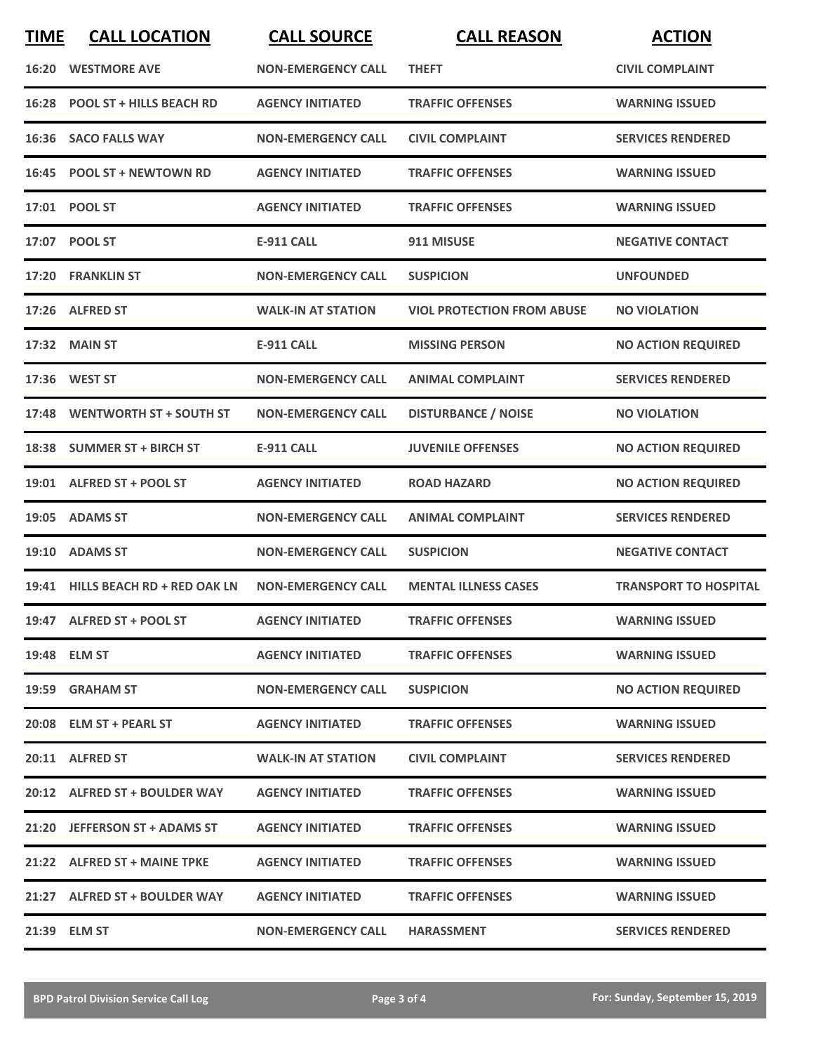| TIME | CALL LOCATION | CALL SOURCE | CALL REASON | ACTION |
|---|---|---|---|---|
| 16:20 | WESTMORE AVE | NON-EMERGENCY CALL | THEFT | CIVIL COMPLAINT |
| 16:28 | POOL ST + HILLS BEACH RD | AGENCY INITIATED | TRAFFIC OFFENSES | WARNING ISSUED |
| 16:36 | SACO FALLS WAY | NON-EMERGENCY CALL | CIVIL COMPLAINT | SERVICES RENDERED |
| 16:45 | POOL ST + NEWTOWN RD | AGENCY INITIATED | TRAFFIC OFFENSES | WARNING ISSUED |
| 17:01 | POOL ST | AGENCY INITIATED | TRAFFIC OFFENSES | WARNING ISSUED |
| 17:07 | POOL ST | E-911 CALL | 911 MISUSE | NEGATIVE CONTACT |
| 17:20 | FRANKLIN ST | NON-EMERGENCY CALL | SUSPICION | UNFOUNDED |
| 17:26 | ALFRED ST | WALK-IN AT STATION | VIOL PROTECTION FROM ABUSE | NO VIOLATION |
| 17:32 | MAIN ST | E-911 CALL | MISSING PERSON | NO ACTION REQUIRED |
| 17:36 | WEST ST | NON-EMERGENCY CALL | ANIMAL COMPLAINT | SERVICES RENDERED |
| 17:48 | WENTWORTH ST + SOUTH ST | NON-EMERGENCY CALL | DISTURBANCE / NOISE | NO VIOLATION |
| 18:38 | SUMMER ST + BIRCH ST | E-911 CALL | JUVENILE OFFENSES | NO ACTION REQUIRED |
| 19:01 | ALFRED ST + POOL ST | AGENCY INITIATED | ROAD HAZARD | NO ACTION REQUIRED |
| 19:05 | ADAMS ST | NON-EMERGENCY CALL | ANIMAL COMPLAINT | SERVICES RENDERED |
| 19:10 | ADAMS ST | NON-EMERGENCY CALL | SUSPICION | NEGATIVE CONTACT |
| 19:41 | HILLS BEACH RD + RED OAK LN | NON-EMERGENCY CALL | MENTAL ILLNESS CASES | TRANSPORT TO HOSPITAL |
| 19:47 | ALFRED ST + POOL ST | AGENCY INITIATED | TRAFFIC OFFENSES | WARNING ISSUED |
| 19:48 | ELM ST | AGENCY INITIATED | TRAFFIC OFFENSES | WARNING ISSUED |
| 19:59 | GRAHAM ST | NON-EMERGENCY CALL | SUSPICION | NO ACTION REQUIRED |
| 20:08 | ELM ST + PEARL ST | AGENCY INITIATED | TRAFFIC OFFENSES | WARNING ISSUED |
| 20:11 | ALFRED ST | WALK-IN AT STATION | CIVIL COMPLAINT | SERVICES RENDERED |
| 20:12 | ALFRED ST + BOULDER WAY | AGENCY INITIATED | TRAFFIC OFFENSES | WARNING ISSUED |
| 21:20 | JEFFERSON ST + ADAMS ST | AGENCY INITIATED | TRAFFIC OFFENSES | WARNING ISSUED |
| 21:22 | ALFRED ST + MAINE TPKE | AGENCY INITIATED | TRAFFIC OFFENSES | WARNING ISSUED |
| 21:27 | ALFRED ST + BOULDER WAY | AGENCY INITIATED | TRAFFIC OFFENSES | WARNING ISSUED |
| 21:39 | ELM ST | NON-EMERGENCY CALL | HARASSMENT | SERVICES RENDERED |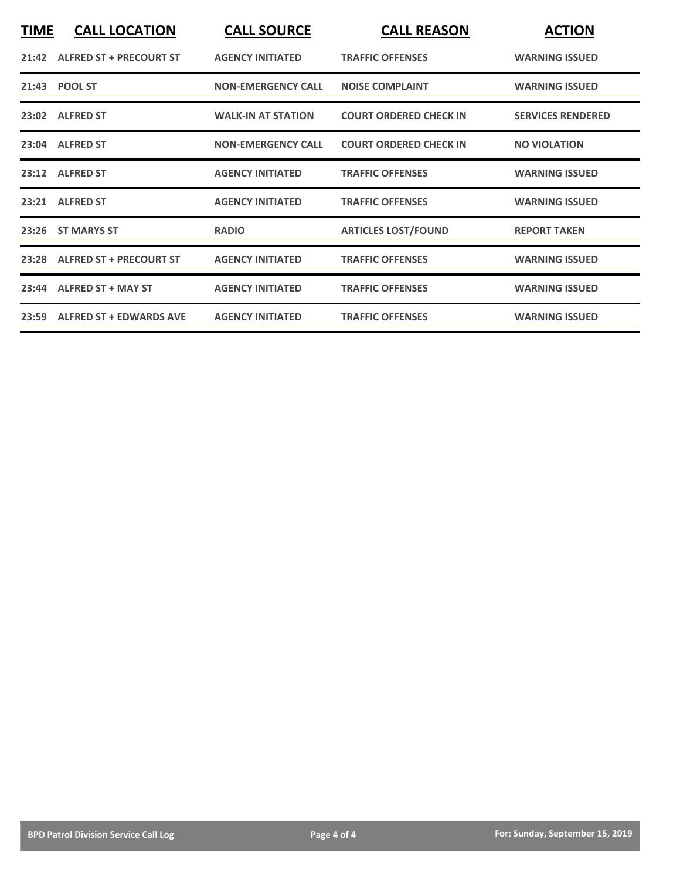| TIME | CALL LOCATION | CALL SOURCE | CALL REASON | ACTION |
|---|---|---|---|---|
| 21:42 | ALFRED ST + PRECOURT ST | AGENCY INITIATED | TRAFFIC OFFENSES | WARNING ISSUED |
| 21:43 | POOL ST | NON-EMERGENCY CALL | NOISE COMPLAINT | WARNING ISSUED |
| 23:02 | ALFRED ST | WALK-IN AT STATION | COURT ORDERED CHECK IN | SERVICES RENDERED |
| 23:04 | ALFRED ST | NON-EMERGENCY CALL | COURT ORDERED CHECK IN | NO VIOLATION |
| 23:12 | ALFRED ST | AGENCY INITIATED | TRAFFIC OFFENSES | WARNING ISSUED |
| 23:21 | ALFRED ST | AGENCY INITIATED | TRAFFIC OFFENSES | WARNING ISSUED |
| 23:26 | ST MARYS ST | RADIO | ARTICLES LOST/FOUND | REPORT TAKEN |
| 23:28 | ALFRED ST + PRECOURT ST | AGENCY INITIATED | TRAFFIC OFFENSES | WARNING ISSUED |
| 23:44 | ALFRED ST + MAY ST | AGENCY INITIATED | TRAFFIC OFFENSES | WARNING ISSUED |
| 23:59 | ALFRED ST + EDWARDS AVE | AGENCY INITIATED | TRAFFIC OFFENSES | WARNING ISSUED |